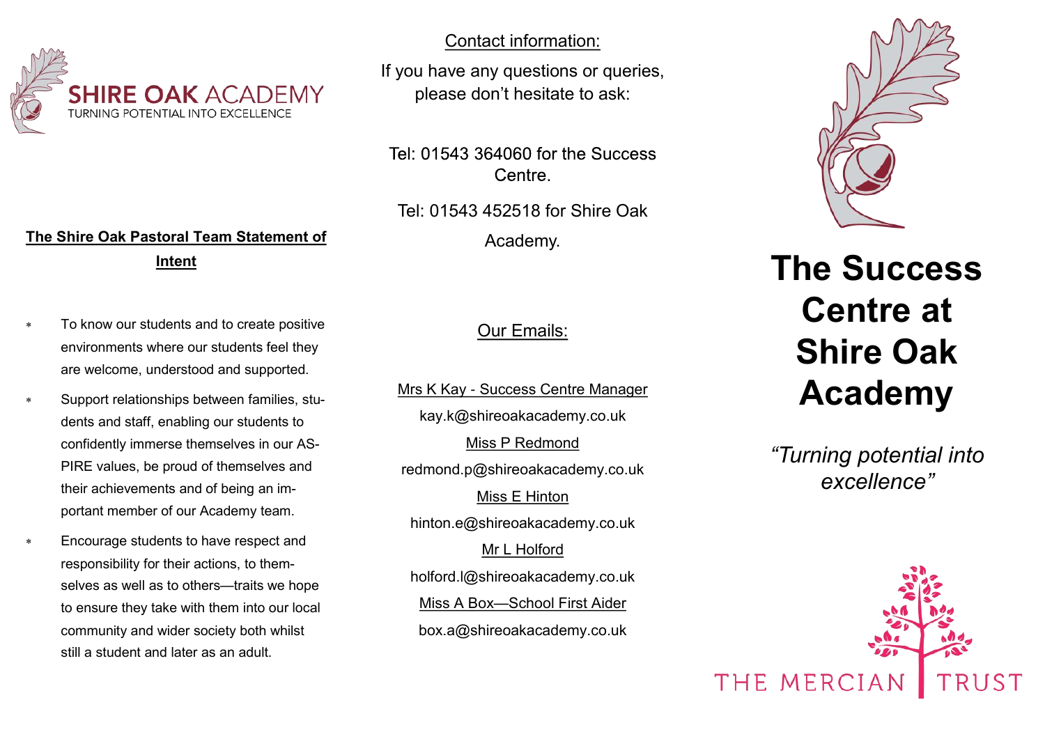SHIRE OAK ACADEMY
TURNING POTENTIAL INTO EXCELLENCE

## The Shire Oak Pastoral Team Statement of Intent

* To know our students and to create positive environments where our students feel they are welcome, understood and supported.
* Support relationships between families, students and staff, enabling our students to confidently immerse themselves in our ASPIRE values, be proud of themselves and their achievements and of being an important member of our Academy team.
* Encourage students to have respect and responsibility for their actions, to themselves as well as to others—traits we hope to ensure they take with them into our local community and wider society both whilst still a student and later as an adult.

## Contact information:

If you have any questions or queries, please don't hesitate to ask:

Tel: 01543 364060 for the Success Centre.

Tel: 01543 452518 for Shire Oak Academy.

## Our Emails:

Mrs K Kay - Success Centre Manager
kay.k@shireoakacademy.co.uk

Miss P Redmond
redmond.p@shireoakacademy.co.uk

Miss E Hinton
hinton.e@shireoakacademy.co.uk

Mr L Holford
holford.l@shireoakacademy.co.uk

Miss A Box—School First Aider
box.a@shireoakacademy.co.uk

# The Success Centre at Shire Oak Academy

*"Turning potential into excellence"*

THE MERCIAN TRUST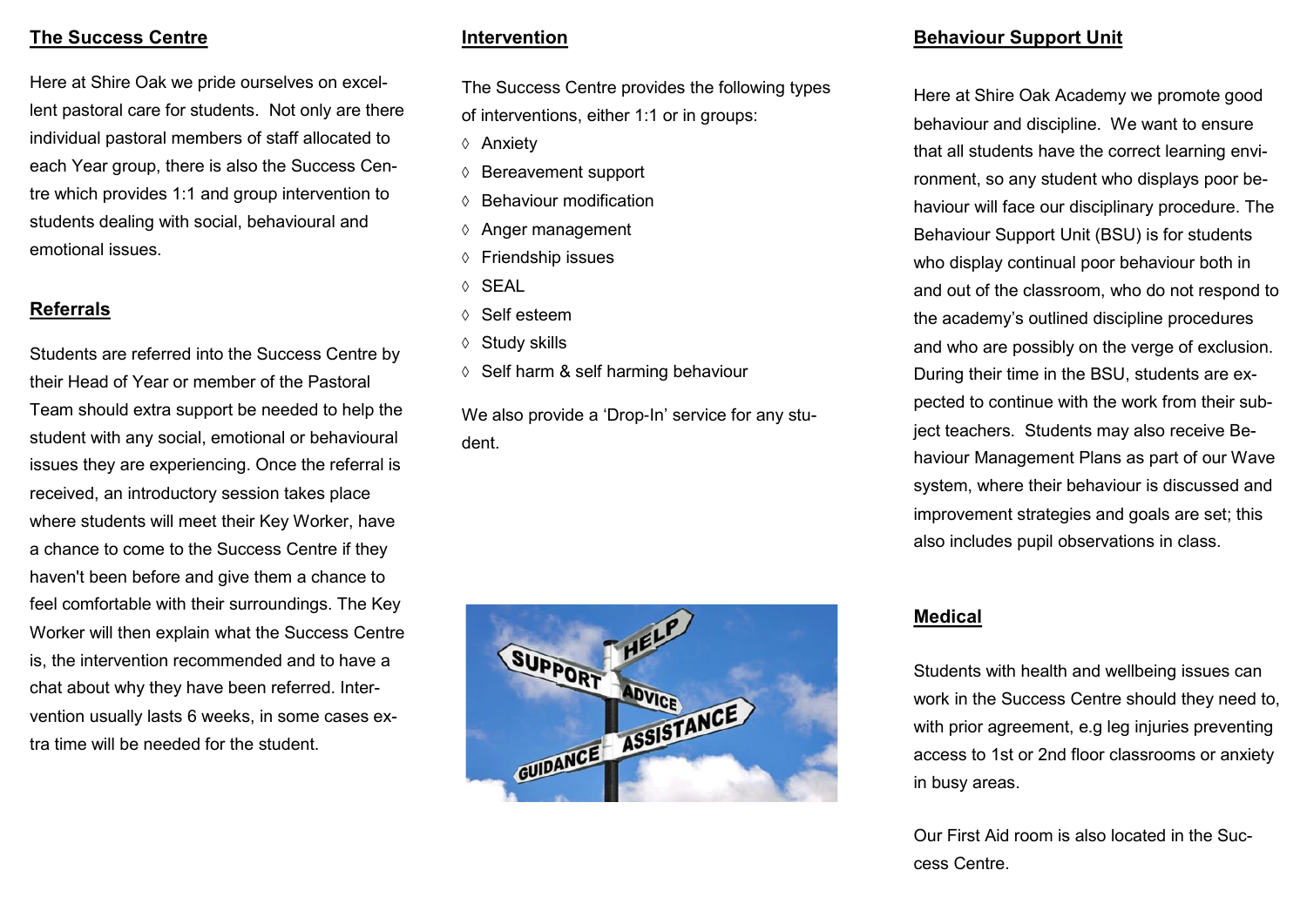## The Success Centre

Here at Shire Oak we pride ourselves on excellent pastoral care for students. Not only are there individual pastoral members of staff allocated to each Year group, there is also the Success Centre which provides 1:1 and group intervention to students dealing with social, behavioural and emotional issues.

## Referrals

Students are referred into the Success Centre by their Head of Year or member of the Pastoral Team should extra support be needed to help the student with any social, emotional or behavioural issues they are experiencing. Once the referral is received, an introductory session takes place where students will meet their Key Worker, have a chance to come to the Success Centre if they haven't been before and give them a chance to feel comfortable with their surroundings. The Key Worker will then explain what the Success Centre is, the intervention recommended and to have a chat about why they have been referred. Intervention usually lasts 6 weeks, in some cases extra time will be needed for the student.

## Intervention

The Success Centre provides the following types of interventions, either 1:1 or in groups:

- Anxiety
- Bereavement support
- Behaviour modification
- Anger management
- Friendship issues
- SEAL
- Self esteem
- Study skills
- Self harm & self harming behaviour

We also provide a 'Drop-In' service for any student.

## Behaviour Support Unit

Here at Shire Oak Academy we promote good behaviour and discipline. We want to ensure that all students have the correct learning environment, so any student who displays poor behaviour will face our disciplinary procedure. The Behaviour Support Unit (BSU) is for students who display continual poor behaviour both in and out of the classroom, who do not respond to the academy's outlined discipline procedures and who are possibly on the verge of exclusion. During their time in the BSU, students are expected to continue with the work from their subject teachers. Students may also receive Behaviour Management Plans as part of our Wave system, where their behaviour is discussed and improvement strategies and goals are set; this also includes pupil observations in class.

## Medical

Students with health and wellbeing issues can work in the Success Centre should they need to, with prior agreement, e.g leg injuries preventing access to 1st or 2nd floor classrooms or anxiety in busy areas.

Our First Aid room is also located in the Success Centre.